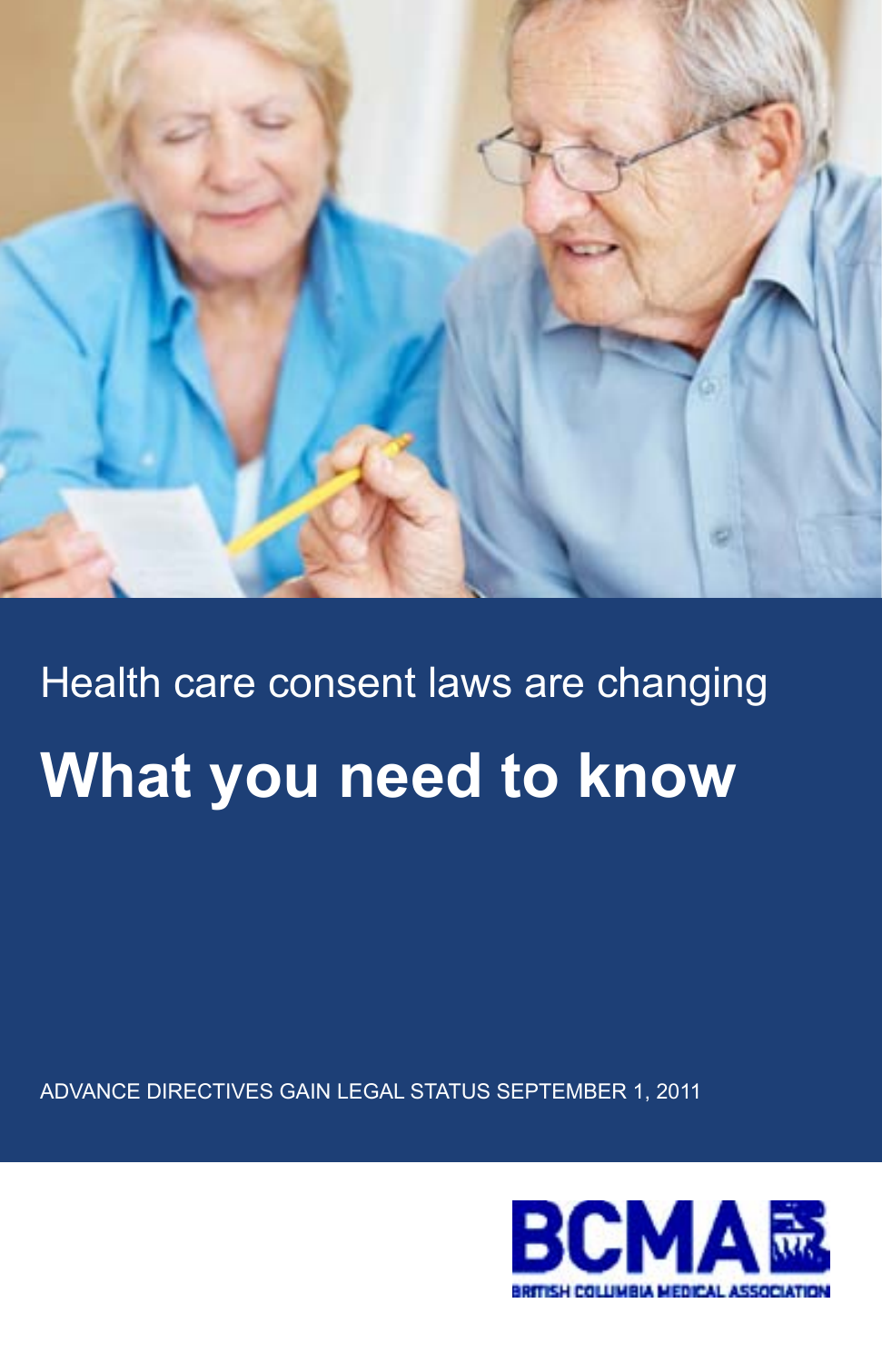Health care consent laws are changing

# What you need to know

ADVANCE DIRECTIVES GAIN LEGAL STATUS SEPTEMBER 1, 2011

BCMA

BRITISH COLUMBIA MEDICAL ASSOCIATION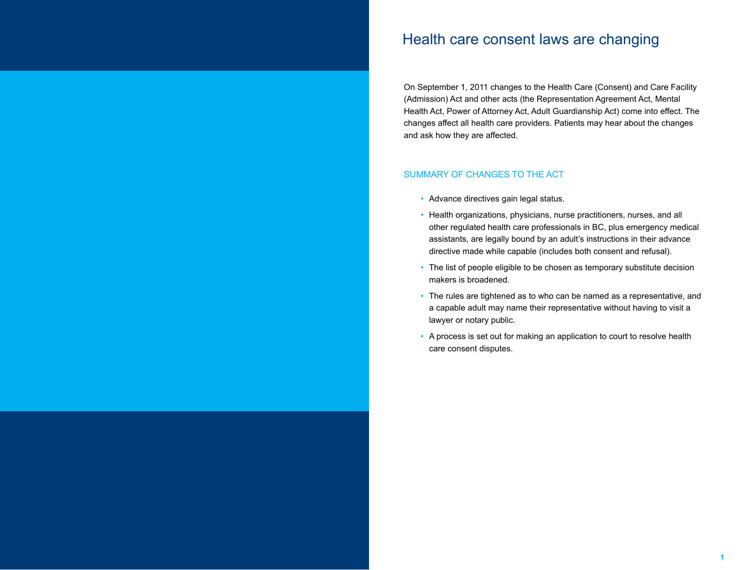# Health care consent laws are changing

On September 1, 2011 changes to the Health Care (Consent) and Care Facility (Admission) Act and other acts (the Representation Agreement Act, Mental Health Act, Power of Attorney Act, Adult Guardianship Act) come into effect. The changes affect all health care providers. Patients may hear about the changes and ask how they are affected.

## SUMMARY OF CHANGES TO THE ACT

- Advance directives gain legal status.
- Health organizations, physicians, nurse practitioners, nurses, and all other regulated health care professionals in BC, plus emergency medical assistants, are legally bound by an adult's instructions in their advance directive made while capable (includes both consent and refusal).
- The list of people eligible to be chosen as temporary substitute decision makers is broadened.
- The rules are tightened as to who can be named as a representative, and a capable adult may name their representative without having to visit a lawyer or notary public.
- A process is set out for making an application to court to resolve health care consent disputes.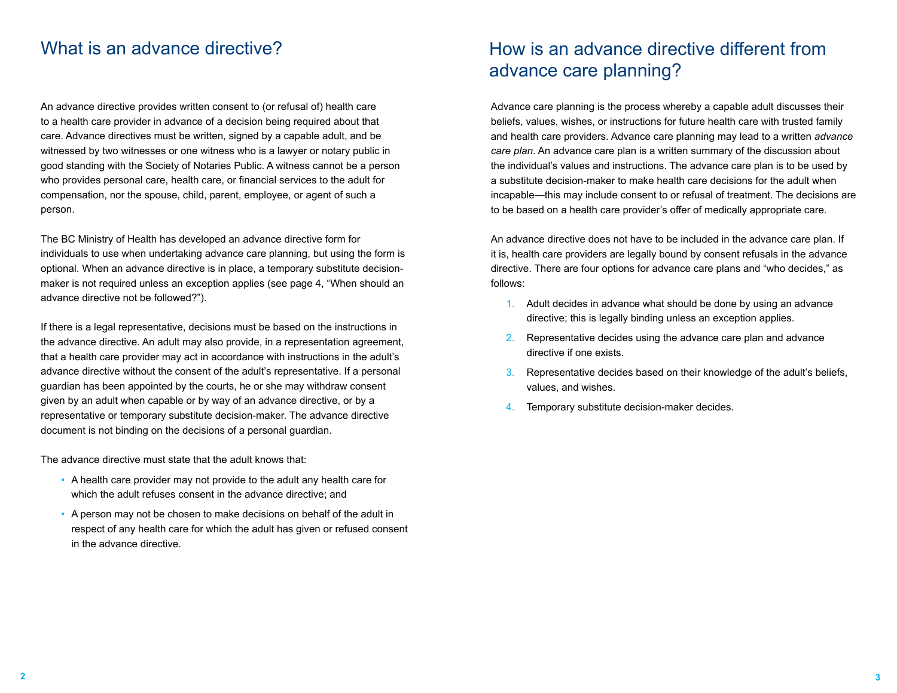## What is an advance directive?

An advance directive provides written consent to (or refusal of) health care to a health care provider in advance of a decision being required about that care. Advance directives must be written, signed by a capable adult, and be witnessed by two witnesses or one witness who is a lawyer or notary public in good standing with the Society of Notaries Public. A witness cannot be a person who provides personal care, health care, or financial services to the adult for compensation, nor the spouse, child, parent, employee, or agent of such a person.

The BC Ministry of Health has developed an advance directive form for individuals to use when undertaking advance care planning, but using the form is optional. When an advance directive is in place, a temporary substitute decision-maker is not required unless an exception applies (see page 4, "When should an advance directive not be followed?").

If there is a legal representative, decisions must be based on the instructions in the advance directive. An adult may also provide, in a representation agreement, that a health care provider may act in accordance with instructions in the adult's advance directive without the consent of the adult's representative. If a personal guardian has been appointed by the courts, he or she may withdraw consent given by an adult when capable or by way of an advance directive, or by a representative or temporary substitute decision-maker. The advance directive document is not binding on the decisions of a personal guardian.

The advance directive must state that the adult knows that:

- A health care provider may not provide to the adult any health care for which the adult refuses consent in the advance directive; and
- A person may not be chosen to make decisions on behalf of the adult in respect of any health care for which the adult has given or refused consent in the advance directive.

## How is an advance directive different from advance care planning?

Advance care planning is the process whereby a capable adult discusses their beliefs, values, wishes, or instructions for future health care with trusted family and health care providers. Advance care planning may lead to a written *advance care plan*. An advance care plan is a written summary of the discussion about the individual's values and instructions. The advance care plan is to be used by a substitute decision-maker to make health care decisions for the adult when incapable—this may include consent to or refusal of treatment. The decisions are to be based on a health care provider's offer of medically appropriate care.

An advance directive does not have to be included in the advance care plan. If it is, health care providers are legally bound by consent refusals in the advance directive. There are four options for advance care plans and "who decides," as follows:

1. Adult decides in advance what should be done by using an advance directive; this is legally binding unless an exception applies.
2. Representative decides using the advance care plan and advance directive if one exists.
3. Representative decides based on their knowledge of the adult's beliefs, values, and wishes.
4. Temporary substitute decision-maker decides.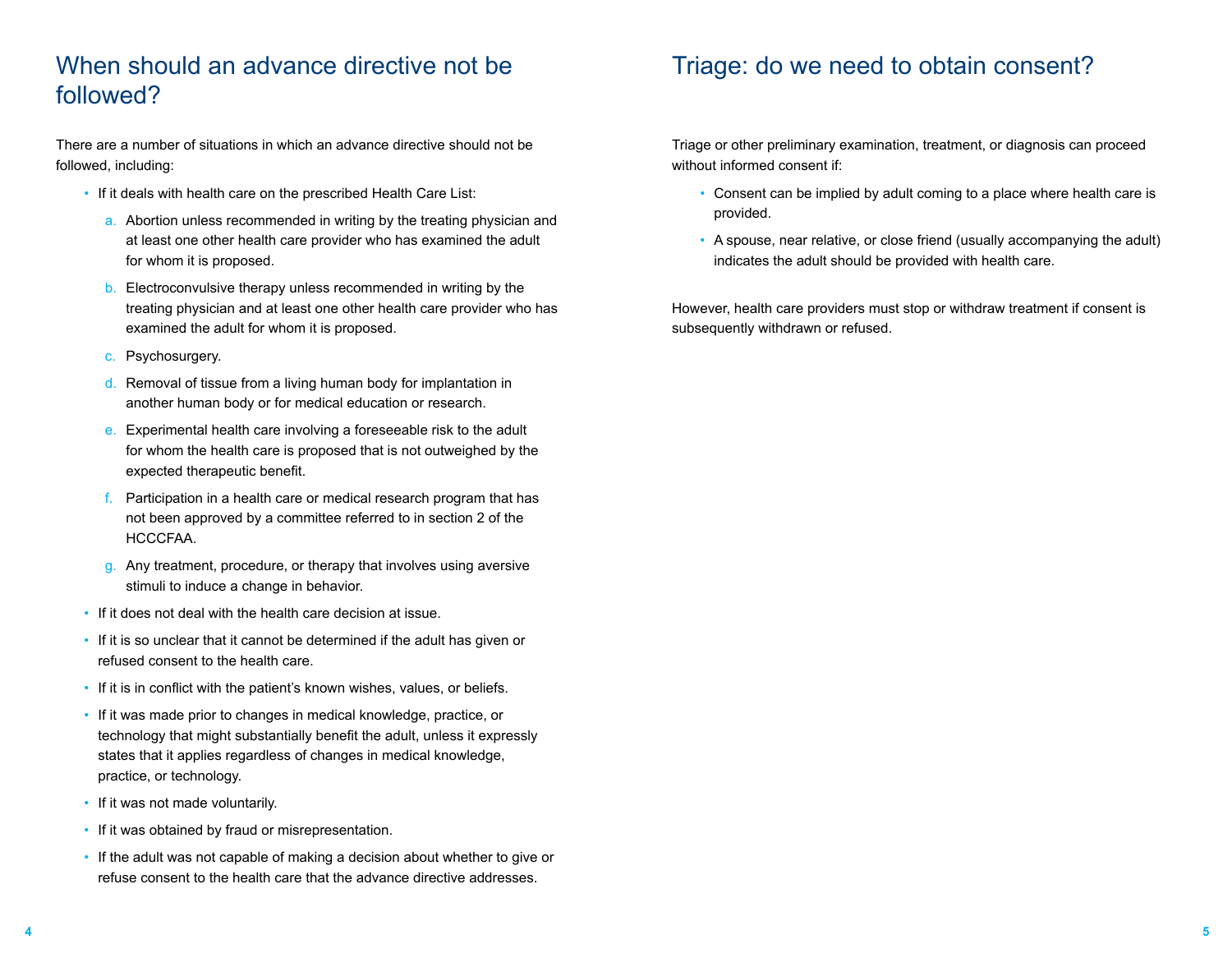## When should an advance directive not be followed?

There are a number of situations in which an advance directive should not be followed, including:

- If it deals with health care on the prescribed Health Care List:
    a. Abortion unless recommended in writing by the treating physician and at least one other health care provider who has examined the adult for whom it is proposed.
    b. Electroconvulsive therapy unless recommended in writing by the treating physician and at least one other health care provider who has examined the adult for whom it is proposed.
    c. Psychosurgery.
    d. Removal of tissue from a living human body for implantation in another human body or for medical education or research.
    e. Experimental health care involving a foreseeable risk to the adult for whom the health care is proposed that is not outweighed by the expected therapeutic benefit.
    f. Participation in a health care or medical research program that has not been approved by a committee referred to in section 2 of the HCCCFAA.
    g. Any treatment, procedure, or therapy that involves using aversive stimuli to induce a change in behavior.
- If it does not deal with the health care decision at issue.
- If it is so unclear that it cannot be determined if the adult has given or refused consent to the health care.
- If it is in conflict with the patient's known wishes, values, or beliefs.
- If it was made prior to changes in medical knowledge, practice, or technology that might substantially benefit the adult, unless it expressly states that it applies regardless of changes in medical knowledge, practice, or technology.
- If it was not made voluntarily.
- If it was obtained by fraud or misrepresentation.
- If the adult was not capable of making a decision about whether to give or refuse consent to the health care that the advance directive addresses.

## Triage: do we need to obtain consent?

Triage or other preliminary examination, treatment, or diagnosis can proceed without informed consent if:

- Consent can be implied by adult coming to a place where health care is provided.
- A spouse, near relative, or close friend (usually accompanying the adult) indicates the adult should be provided with health care.

However, health care providers must stop or withdraw treatment if consent is subsequently withdrawn or refused.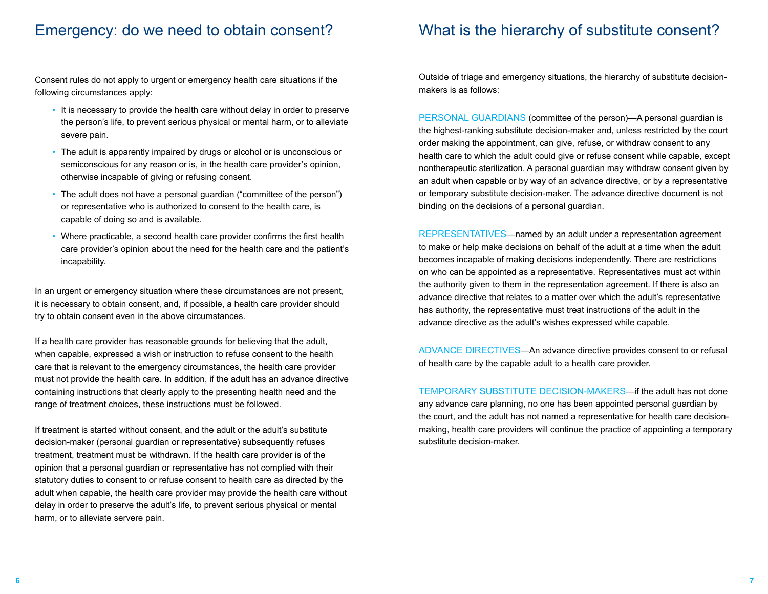## Emergency: do we need to obtain consent?

Consent rules do not apply to urgent or emergency health care situations if the following circumstances apply:

- It is necessary to provide the health care without delay in order to preserve the person's life, to prevent serious physical or mental harm, or to alleviate severe pain.
- The adult is apparently impaired by drugs or alcohol or is unconscious or semiconscious for any reason or is, in the health care provider's opinion, otherwise incapable of giving or refusing consent.
- The adult does not have a personal guardian ("committee of the person") or representative who is authorized to consent to the health care, is capable of doing so and is available.
- Where practicable, a second health care provider confirms the first health care provider's opinion about the need for the health care and the patient's incapability.

In an urgent or emergency situation where these circumstances are not present, it is necessary to obtain consent, and, if possible, a health care provider should try to obtain consent even in the above circumstances.

If a health care provider has reasonable grounds for believing that the adult, when capable, expressed a wish or instruction to refuse consent to the health care that is relevant to the emergency circumstances, the health care provider must not provide the health care. In addition, if the adult has an advance directive containing instructions that clearly apply to the presenting health need and the range of treatment choices, these instructions must be followed.

If treatment is started without consent, and the adult or the adult's substitute decision-maker (personal guardian or representative) subsequently refuses treatment, treatment must be withdrawn. If the health care provider is of the opinion that a personal guardian or representative has not complied with their statutory duties to consent to or refuse consent to health care as directed by the adult when capable, the health care provider may provide the health care without delay in order to preserve the adult's life, to prevent serious physical or mental harm, or to alleviate servere pain.

## What is the hierarchy of substitute consent?

Outside of triage and emergency situations, the hierarchy of substitute decision-makers is as follows:

PERSONAL GUARDIANS (committee of the person)—A personal guardian is the highest-ranking substitute decision-maker and, unless restricted by the court order making the appointment, can give, refuse, or withdraw consent to any health care to which the adult could give or refuse consent while capable, except nontherapeutic sterilization. A personal guardian may withdraw consent given by an adult when capable or by way of an advance directive, or by a representative or temporary substitute decision-maker. The advance directive document is not binding on the decisions of a personal guardian.

REPRESENTATIVES—named by an adult under a representation agreement to make or help make decisions on behalf of the adult at a time when the adult becomes incapable of making decisions independently. There are restrictions on who can be appointed as a representative. Representatives must act within the authority given to them in the representation agreement. If there is also an advance directive that relates to a matter over which the adult's representative has authority, the representative must treat instructions of the adult in the advance directive as the adult's wishes expressed while capable.

ADVANCE DIRECTIVES—An advance directive provides consent to or refusal of health care by the capable adult to a health care provider.

TEMPORARY SUBSTITUTE DECISION-MAKERS—if the adult has not done any advance care planning, no one has been appointed personal guardian by the court, and the adult has not named a representative for health care decision-making, health care providers will continue the practice of appointing a temporary substitute decision-maker.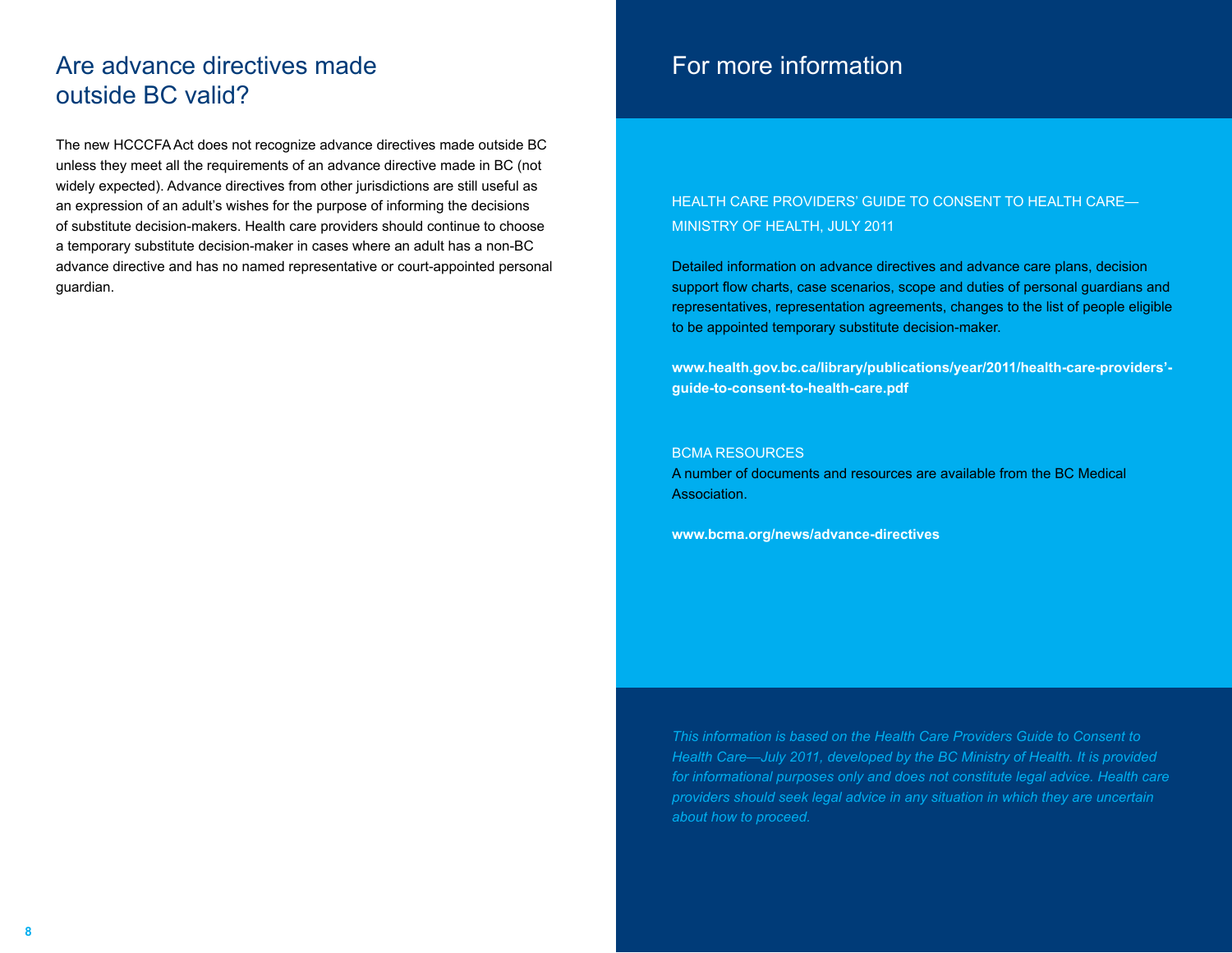## Are advance directives made outside BC valid?

The new HCCCFA Act does not recognize advance directives made outside BC unless they meet all the requirements of an advance directive made in BC (not widely expected). Advance directives from other jurisdictions are still useful as an expression of an adult's wishes for the purpose of informing the decisions of substitute decision-makers. Health care providers should continue to choose a temporary substitute decision-maker in cases where an adult has a non-BC advance directive and has no named representative or court-appointed personal guardian.

## For more information

HEALTH CARE PROVIDERS' GUIDE TO CONSENT TO HEALTH CARE—MINISTRY OF HEALTH, JULY 2011

Detailed information on advance directives and advance care plans, decision support flow charts, case scenarios, scope and duties of personal guardians and representatives, representation agreements, changes to the list of people eligible to be appointed temporary substitute decision-maker.

**www.health.gov.bc.ca/library/publications/year/2011/health-care-providers'-guide-to-consent-to-health-care.pdf**

BCMA RESOURCES

A number of documents and resources are available from the BC Medical Association.

**www.bcma.org/news/advance-directives**

*This information is based on the Health Care Providers Guide to Consent to Health Care—July 2011, developed by the BC Ministry of Health. It is provided for informational purposes only and does not constitute legal advice. Health care providers should seek legal advice in any situation in which they are uncertain about how to proceed.*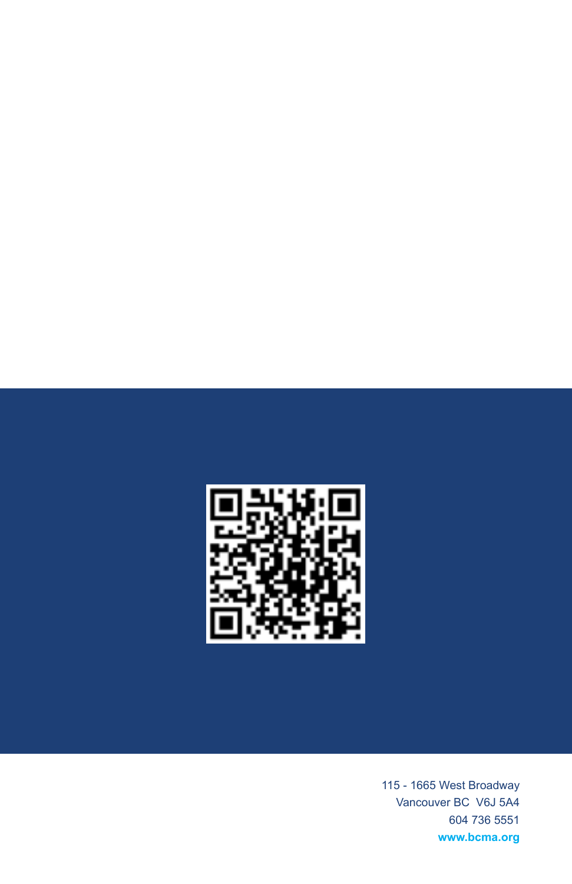115 - 1665 West Broadway
Vancouver BC  V6J 5A4
604 736 5551
**www.bcma.org**